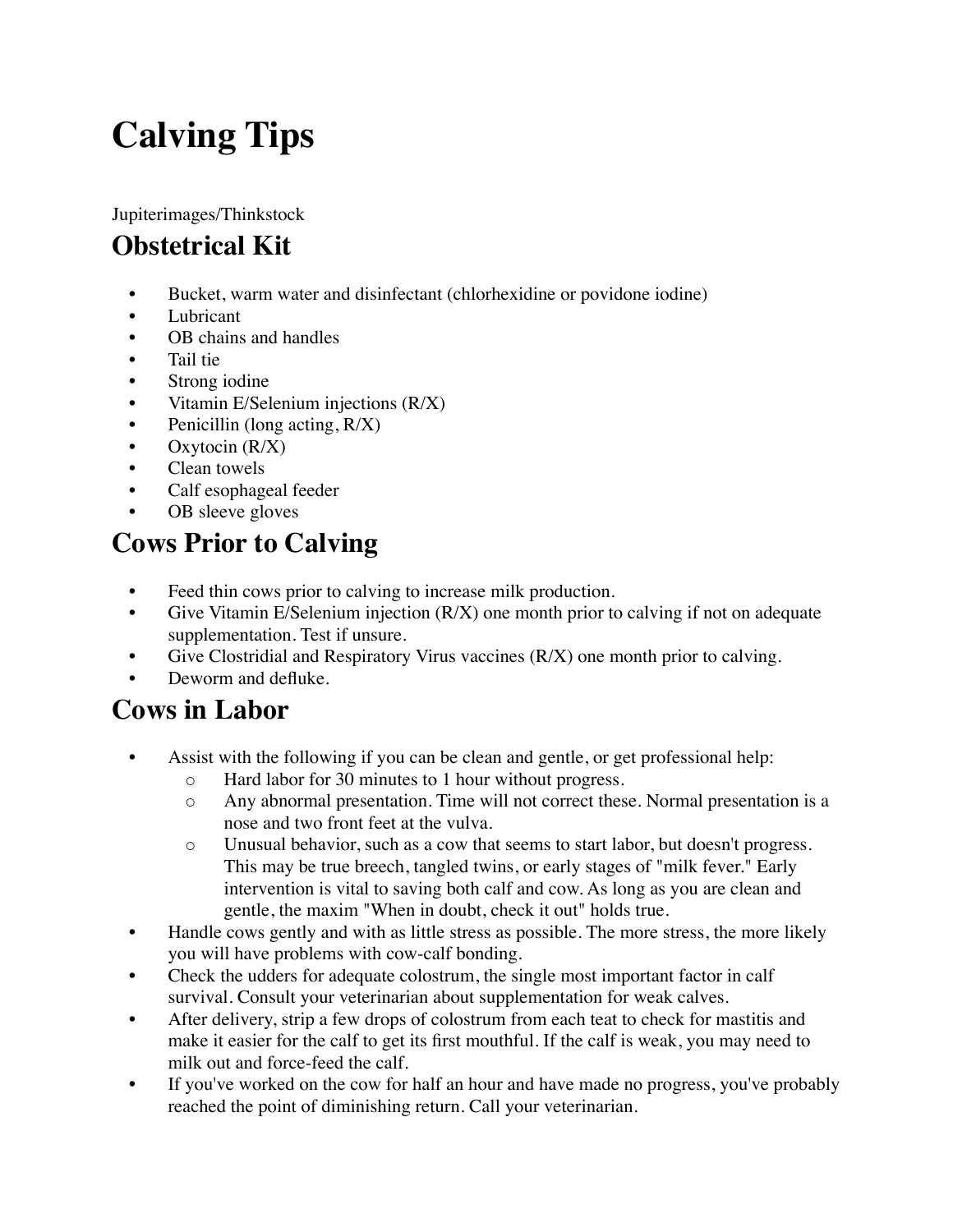# Calving Tips

Jupiterimages/Thinkstock

## Obstetrical Kit

- Bucket, warm water and disinfectant (chlorhexidine or povidone iodine)
- Lubricant
- OB chains and handles
- Tail tie
- Strong iodine
- Vitamin E/Selenium injections (R/X)
- Penicillin (long acting, R/X)
- Oxytocin (R/X)
- Clean towels
- Calf esophageal feeder
- OB sleeve gloves

## Cows Prior to Calving

- Feed thin cows prior to calving to increase milk production.
- Give Vitamin E/Selenium injection (R/X) one month prior to calving if not on adequate supplementation. Test if unsure.
- Give Clostridial and Respiratory Virus vaccines (R/X) one month prior to calving.
- Deworm and defluke.

## Cows in Labor

- Assist with the following if you can be clean and gentle, or get professional help:
  - Hard labor for 30 minutes to 1 hour without progress.
  - Any abnormal presentation. Time will not correct these. Normal presentation is a nose and two front feet at the vulva.
  - Unusual behavior, such as a cow that seems to start labor, but doesn't progress. This may be true breech, tangled twins, or early stages of "milk fever." Early intervention is vital to saving both calf and cow. As long as you are clean and gentle, the maxim "When in doubt, check it out" holds true.
- Handle cows gently and with as little stress as possible. The more stress, the more likely you will have problems with cow-calf bonding.
- Check the udders for adequate colostrum, the single most important factor in calf survival. Consult your veterinarian about supplementation for weak calves.
- After delivery, strip a few drops of colostrum from each teat to check for mastitis and make it easier for the calf to get its first mouthful. If the calf is weak, you may need to milk out and force-feed the calf.
- If you've worked on the cow for half an hour and have made no progress, you've probably reached the point of diminishing return. Call your veterinarian.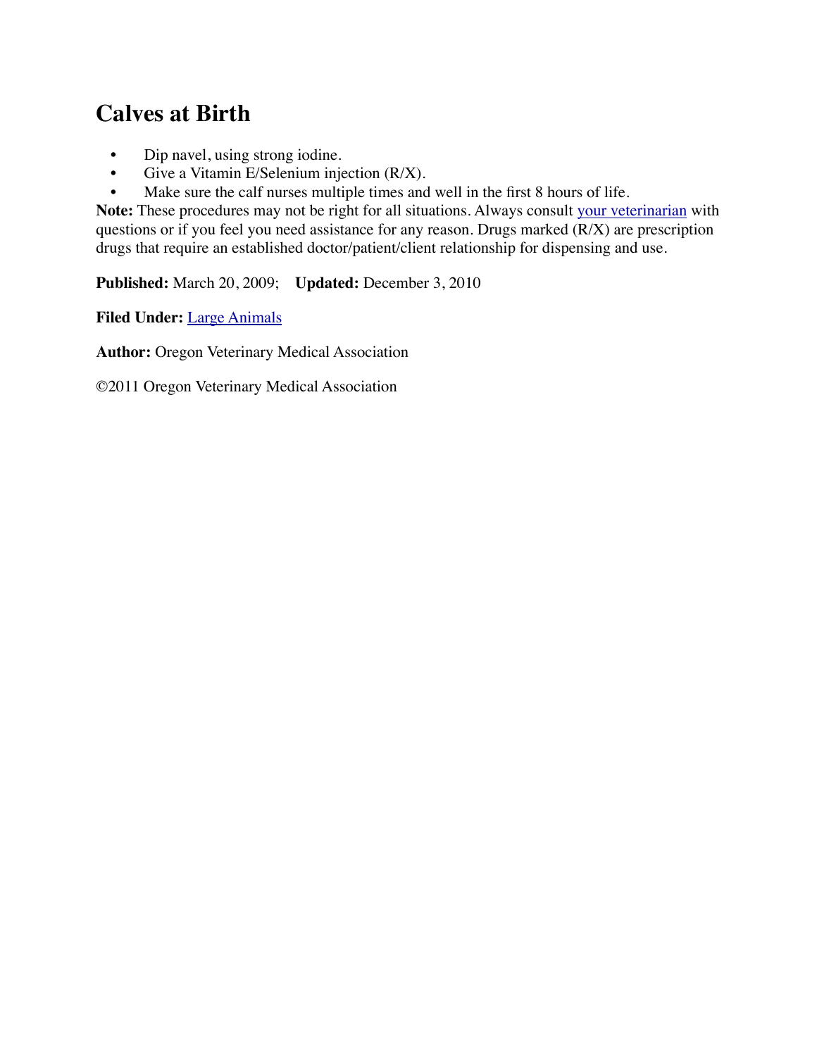# Calves at Birth

- Dip navel, using strong iodine.
- Give a Vitamin E/Selenium injection (R/X).
- Make sure the calf nurses multiple times and well in the first 8 hours of life.

**Note:** These procedures may not be right for all situations. Always consult your veterinarian with questions or if you feel you need assistance for any reason. Drugs marked (R/X) are prescription drugs that require an established doctor/patient/client relationship for dispensing and use.

**Published:** March 20, 2009; **Updated:** December 3, 2010

**Filed Under:** Large Animals

**Author:** Oregon Veterinary Medical Association

©2011 Oregon Veterinary Medical Association